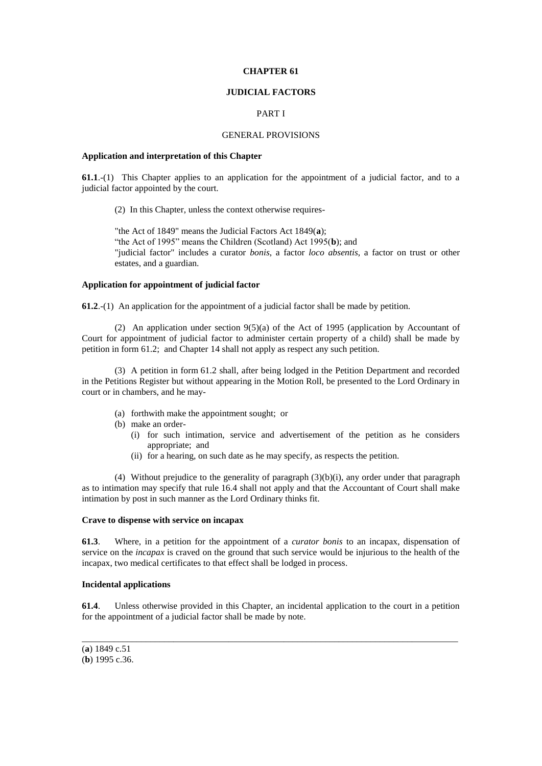# CHAPTER 61

## JUDICIAL FACTORS

### PART I

### GENERAL PROVISIONS

**Application and interpretation of this Chapter**

**61.1**.-(1) This Chapter applies to an application for the appointment of a judicial factor, and to a judicial factor appointed by the court.

(2) In this Chapter, unless the context otherwise requires-

"the Act of 1849" means the Judicial Factors Act 1849(**a**);
"the Act of 1995" means the Children (Scotland) Act 1995(**b**); and
"judicial factor" includes a curator *bonis*, a factor *loco absentis*, a factor on trust or other estates, and a guardian.

**Application for appointment of judicial factor**

**61.2**.-(1) An application for the appointment of a judicial factor shall be made by petition.

(2) An application under section 9(5)(a) of the Act of 1995 (application by Accountant of Court for appointment of judicial factor to administer certain property of a child) shall be made by petition in form 61.2; and Chapter 14 shall not apply as respect any such petition.

(3) A petition in form 61.2 shall, after being lodged in the Petition Department and recorded in the Petitions Register but without appearing in the Motion Roll, be presented to the Lord Ordinary in court or in chambers, and he may-

- (a) forthwith make the appointment sought; or
- (b) make an order-
  - (i) for such intimation, service and advertisement of the petition as he considers appropriate; and
  - (ii) for a hearing, on such date as he may specify, as respects the petition.

(4) Without prejudice to the generality of paragraph (3)(b)(i), any order under that paragraph as to intimation may specify that rule 16.4 shall not apply and that the Accountant of Court shall make intimation by post in such manner as the Lord Ordinary thinks fit.

**Crave to dispense with service on incapax**

**61.3**. Where, in a petition for the appointment of a *curator bonis* to an incapax, dispensation of service on the *incapax* is craved on the ground that such service would be injurious to the health of the incapax, two medical certificates to that effect shall be lodged in process.

**Incidental applications**

**61.4**. Unless otherwise provided in this Chapter, an incidental application to the court in a petition for the appointment of a judicial factor shall be made by note.

---

(**a**) 1849 c.51
(**b**) 1995 c.36.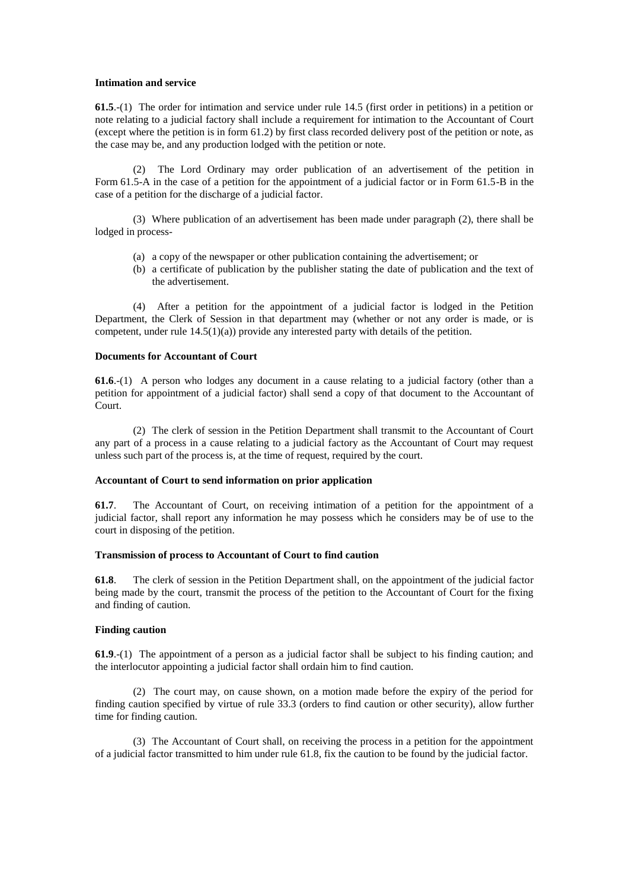**Intimation and service**

**61.5**.-(1) The order for intimation and service under rule 14.5 (first order in petitions) in a petition or note relating to a judicial factory shall include a requirement for intimation to the Accountant of Court (except where the petition is in form 61.2) by first class recorded delivery post of the petition or note, as the case may be, and any production lodged with the petition or note.

(2) The Lord Ordinary may order publication of an advertisement of the petition in Form 61.5-A in the case of a petition for the appointment of a judicial factor or in Form 61.5-B in the case of a petition for the discharge of a judicial factor.

(3) Where publication of an advertisement has been made under paragraph (2), there shall be lodged in process-

(a) a copy of the newspaper or other publication containing the advertisement; or
(b) a certificate of publication by the publisher stating the date of publication and the text of the advertisement.

(4) After a petition for the appointment of a judicial factor is lodged in the Petition Department, the Clerk of Session in that department may (whether or not any order is made, or is competent, under rule 14.5(1)(a)) provide any interested party with details of the petition.

**Documents for Accountant of Court**

**61.6**.-(1) A person who lodges any document in a cause relating to a judicial factory (other than a petition for appointment of a judicial factor) shall send a copy of that document to the Accountant of Court.

(2) The clerk of session in the Petition Department shall transmit to the Accountant of Court any part of a process in a cause relating to a judicial factory as the Accountant of Court may request unless such part of the process is, at the time of request, required by the court.

**Accountant of Court to send information on prior application**

**61.7**. The Accountant of Court, on receiving intimation of a petition for the appointment of a judicial factor, shall report any information he may possess which he considers may be of use to the court in disposing of the petition.

**Transmission of process to Accountant of Court to find caution**

**61.8**. The clerk of session in the Petition Department shall, on the appointment of the judicial factor being made by the court, transmit the process of the petition to the Accountant of Court for the fixing and finding of caution.

**Finding caution**

**61.9**.-(1) The appointment of a person as a judicial factor shall be subject to his finding caution; and the interlocutor appointing a judicial factor shall ordain him to find caution.

(2) The court may, on cause shown, on a motion made before the expiry of the period for finding caution specified by virtue of rule 33.3 (orders to find caution or other security), allow further time for finding caution.

(3) The Accountant of Court shall, on receiving the process in a petition for the appointment of a judicial factor transmitted to him under rule 61.8, fix the caution to be found by the judicial factor.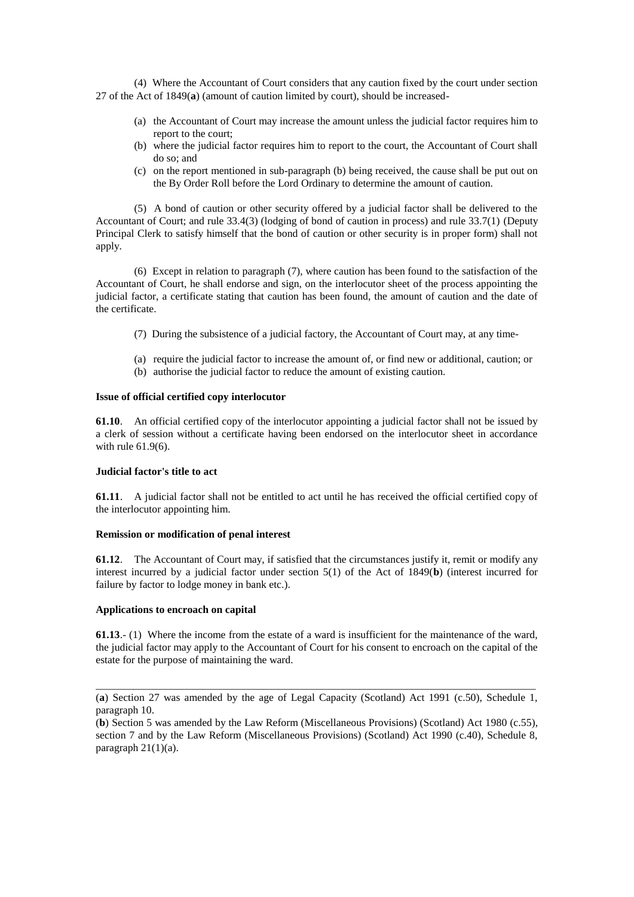(4) Where the Accountant of Court considers that any caution fixed by the court under section 27 of the Act of 1849(**a**) (amount of caution limited by court), should be increased-

- (a) the Accountant of Court may increase the amount unless the judicial factor requires him to report to the court;
- (b) where the judicial factor requires him to report to the court, the Accountant of Court shall do so; and
- (c) on the report mentioned in sub-paragraph (b) being received, the cause shall be put out on the By Order Roll before the Lord Ordinary to determine the amount of caution.

(5) A bond of caution or other security offered by a judicial factor shall be delivered to the Accountant of Court; and rule 33.4(3) (lodging of bond of caution in process) and rule 33.7(1) (Deputy Principal Clerk to satisfy himself that the bond of caution or other security is in proper form) shall not apply.

(6) Except in relation to paragraph (7), where caution has been found to the satisfaction of the Accountant of Court, he shall endorse and sign, on the interlocutor sheet of the process appointing the judicial factor, a certificate stating that caution has been found, the amount of caution and the date of the certificate.

(7) During the subsistence of a judicial factory, the Accountant of Court may, at any time-

- (a) require the judicial factor to increase the amount of, or find new or additional, caution; or
- (b) authorise the judicial factor to reduce the amount of existing caution.

**Issue of official certified copy interlocutor**

**61.10**. An official certified copy of the interlocutor appointing a judicial factor shall not be issued by a clerk of session without a certificate having been endorsed on the interlocutor sheet in accordance with rule 61.9(6).

**Judicial factor's title to act**

**61.11**. A judicial factor shall not be entitled to act until he has received the official certified copy of the interlocutor appointing him.

**Remission or modification of penal interest**

**61.12**. The Accountant of Court may, if satisfied that the circumstances justify it, remit or modify any interest incurred by a judicial factor under section 5(1) of the Act of 1849(**b**) (interest incurred for failure by factor to lodge money in bank etc.).

**Applications to encroach on capital**

**61.13**.- (1) Where the income from the estate of a ward is insufficient for the maintenance of the ward, the judicial factor may apply to the Accountant of Court for his consent to encroach on the capital of the estate for the purpose of maintaining the ward.

---

(**a**) Section 27 was amended by the age of Legal Capacity (Scotland) Act 1991 (c.50), Schedule 1, paragraph 10.

(**b**) Section 5 was amended by the Law Reform (Miscellaneous Provisions) (Scotland) Act 1980 (c.55), section 7 and by the Law Reform (Miscellaneous Provisions) (Scotland) Act 1990 (c.40), Schedule 8, paragraph 21(1)(a).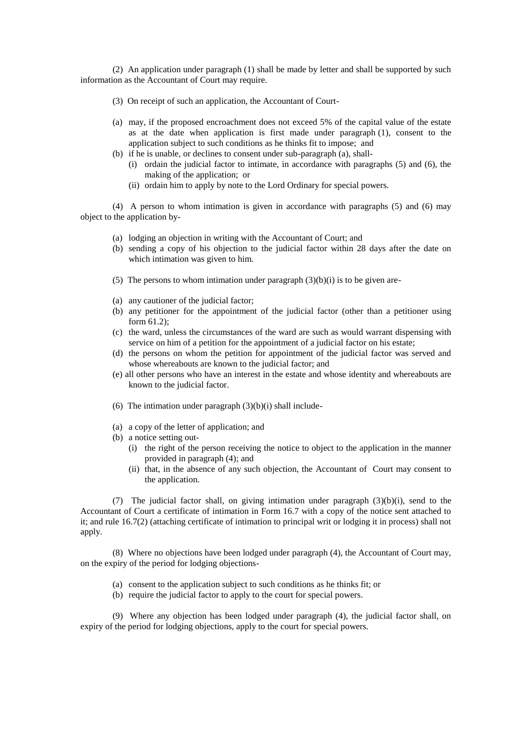(2) An application under paragraph (1) shall be made by letter and shall be supported by such information as the Accountant of Court may require.

(3) On receipt of such an application, the Accountant of Court-

(a) may, if the proposed encroachment does not exceed 5% of the capital value of the estate as at the date when application is first made under paragraph (1), consent to the application subject to such conditions as he thinks fit to impose; and

(b) if he is unable, or declines to consent under sub-paragraph (a), shall-

   (i) ordain the judicial factor to intimate, in accordance with paragraphs (5) and (6), the making of the application; or

   (ii) ordain him to apply by note to the Lord Ordinary for special powers.

(4) A person to whom intimation is given in accordance with paragraphs (5) and (6) may object to the application by-

(a) lodging an objection in writing with the Accountant of Court; and

(b) sending a copy of his objection to the judicial factor within 28 days after the date on which intimation was given to him.

(5) The persons to whom intimation under paragraph (3)(b)(i) is to be given are-

(a) any cautioner of the judicial factor;

(b) any petitioner for the appointment of the judicial factor (other than a petitioner using form 61.2);

(c) the ward, unless the circumstances of the ward are such as would warrant dispensing with service on him of a petition for the appointment of a judicial factor on his estate;

(d) the persons on whom the petition for appointment of the judicial factor was served and whose whereabouts are known to the judicial factor; and

(e) all other persons who have an interest in the estate and whose identity and whereabouts are known to the judicial factor.

(6) The intimation under paragraph (3)(b)(i) shall include-

(a) a copy of the letter of application; and

(b) a notice setting out-

   (i) the right of the person receiving the notice to object to the application in the manner provided in paragraph (4); and

   (ii) that, in the absence of any such objection, the Accountant of Court may consent to the application.

(7) The judicial factor shall, on giving intimation under paragraph (3)(b)(i), send to the Accountant of Court a certificate of intimation in Form 16.7 with a copy of the notice sent attached to it; and rule 16.7(2) (attaching certificate of intimation to principal writ or lodging it in process) shall not apply.

(8) Where no objections have been lodged under paragraph (4), the Accountant of Court may, on the expiry of the period for lodging objections-

(a) consent to the application subject to such conditions as he thinks fit; or

(b) require the judicial factor to apply to the court for special powers.

(9) Where any objection has been lodged under paragraph (4), the judicial factor shall, on expiry of the period for lodging objections, apply to the court for special powers.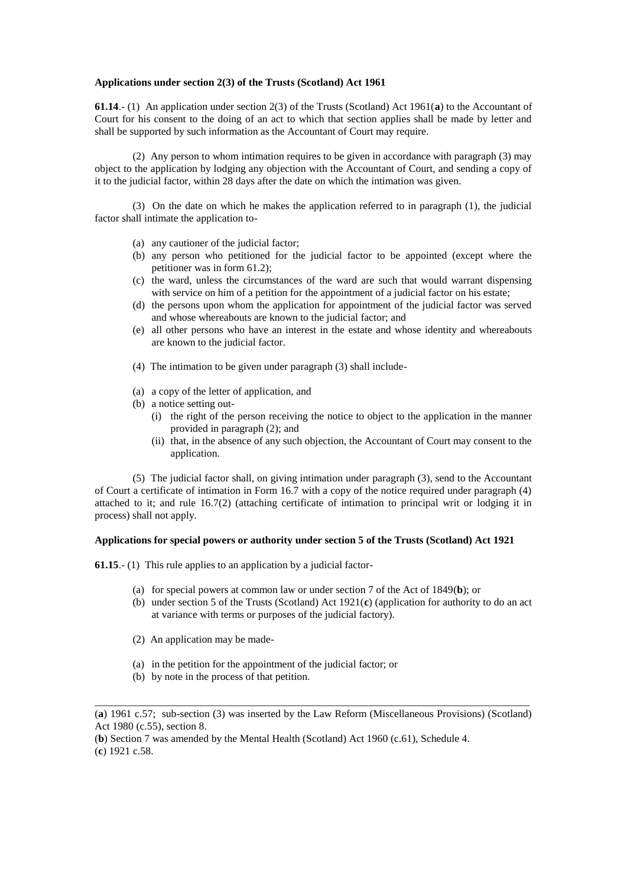**Applications under section 2(3) of the Trusts (Scotland) Act 1961**

**61.14**.- (1) An application under section 2(3) of the Trusts (Scotland) Act 1961(**a**) to the Accountant of Court for his consent to the doing of an act to which that section applies shall be made by letter and shall be supported by such information as the Accountant of Court may require.

(2) Any person to whom intimation requires to be given in accordance with paragraph (3) may object to the application by lodging any objection with the Accountant of Court, and sending a copy of it to the judicial factor, within 28 days after the date on which the intimation was given.

(3) On the date on which he makes the application referred to in paragraph (1), the judicial factor shall intimate the application to-

- (a) any cautioner of the judicial factor;
- (b) any person who petitioned for the judicial factor to be appointed (except where the petitioner was in form 61.2);
- (c) the ward, unless the circumstances of the ward are such that would warrant dispensing with service on him of a petition for the appointment of a judicial factor on his estate;
- (d) the persons upon whom the application for appointment of the judicial factor was served and whose whereabouts are known to the judicial factor; and
- (e) all other persons who have an interest in the estate and whose identity and whereabouts are known to the judicial factor.

(4) The intimation to be given under paragraph (3) shall include-

- (a) a copy of the letter of application, and
- (b) a notice setting out-
  - (i) the right of the person receiving the notice to object to the application in the manner provided in paragraph (2); and
  - (ii) that, in the absence of any such objection, the Accountant of Court may consent to the application.

(5) The judicial factor shall, on giving intimation under paragraph (3), send to the Accountant of Court a certificate of intimation in Form 16.7 with a copy of the notice required under paragraph (4) attached to it; and rule 16.7(2) (attaching certificate of intimation to principal writ or lodging it in process) shall not apply.

**Applications for special powers or authority under section 5 of the Trusts (Scotland) Act 1921**

**61.15**.- (1) This rule applies to an application by a judicial factor-

- (a) for special powers at common law or under section 7 of the Act of 1849(**b**); or
- (b) under section 5 of the Trusts (Scotland) Act 1921(**c**) (application for authority to do an act at variance with terms or purposes of the judicial factory).

(2) An application may be made-

- (a) in the petition for the appointment of the judicial factor; or
- (b) by note in the process of that petition.

---

(**a**) 1961 c.57; sub-section (3) was inserted by the Law Reform (Miscellaneous Provisions) (Scotland) Act 1980 (c.55), section 8.

(**b**) Section 7 was amended by the Mental Health (Scotland) Act 1960 (c.61), Schedule 4.

(**c**) 1921 c.58.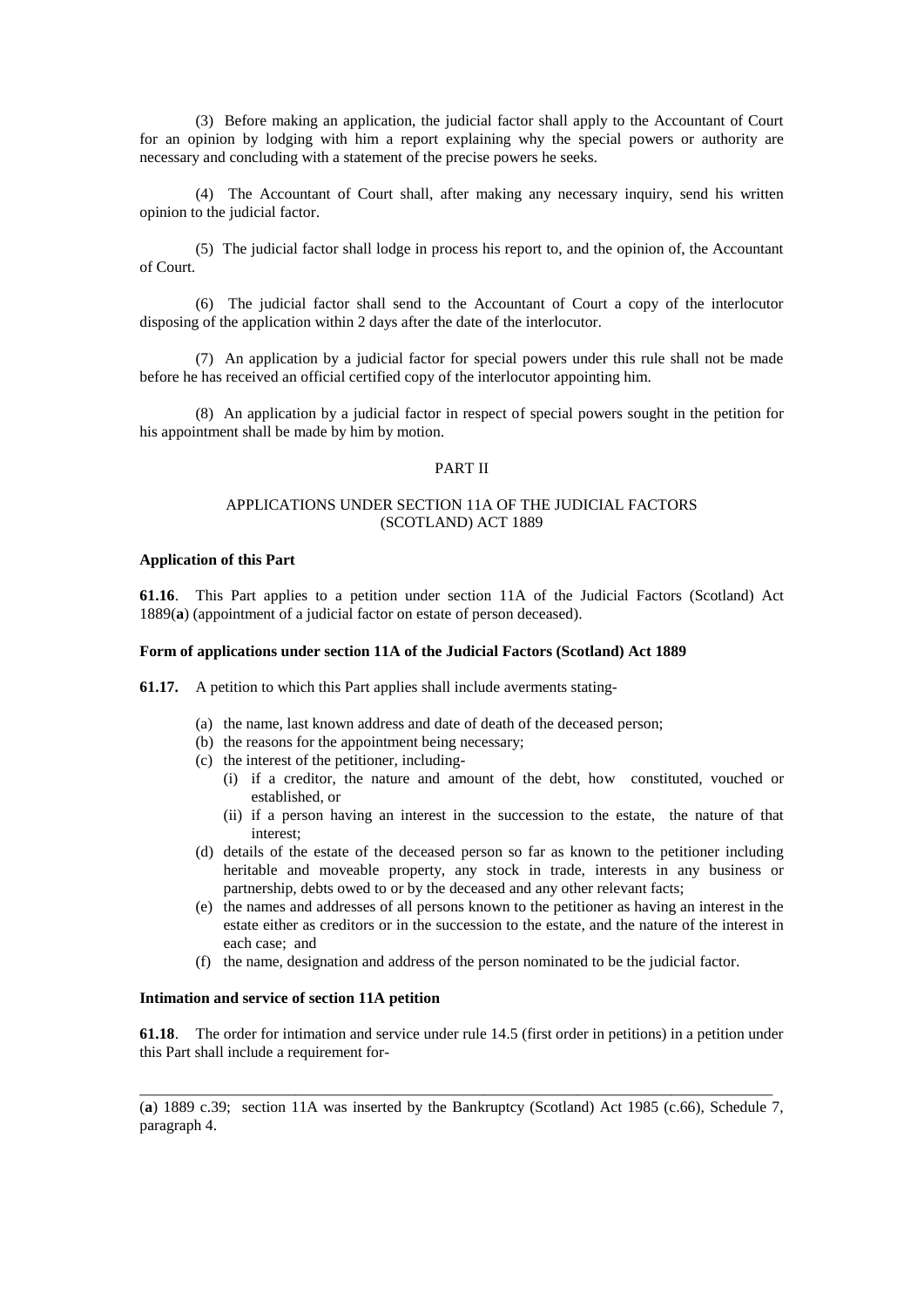(3) Before making an application, the judicial factor shall apply to the Accountant of Court for an opinion by lodging with him a report explaining why the special powers or authority are necessary and concluding with a statement of the precise powers he seeks.

(4) The Accountant of Court shall, after making any necessary inquiry, send his written opinion to the judicial factor.

(5) The judicial factor shall lodge in process his report to, and the opinion of, the Accountant of Court.

(6) The judicial factor shall send to the Accountant of Court a copy of the interlocutor disposing of the application within 2 days after the date of the interlocutor.

(7) An application by a judicial factor for special powers under this rule shall not be made before he has received an official certified copy of the interlocutor appointing him.

(8) An application by a judicial factor in respect of special powers sought in the petition for his appointment shall be made by him by motion.

## PART II

## APPLICATIONS UNDER SECTION 11A OF THE JUDICIAL FACTORS (SCOTLAND) ACT 1889

**Application of this Part**

**61.16**. This Part applies to a petition under section 11A of the Judicial Factors (Scotland) Act 1889(**a**) (appointment of a judicial factor on estate of person deceased).

**Form of applications under section 11A of the Judicial Factors (Scotland) Act 1889**

**61.17.** A petition to which this Part applies shall include averments stating-

- (a) the name, last known address and date of death of the deceased person;
- (b) the reasons for the appointment being necessary;
- (c) the interest of the petitioner, including-
  - (i) if a creditor, the nature and amount of the debt, how constituted, vouched or established, or
  - (ii) if a person having an interest in the succession to the estate, the nature of that interest;
- (d) details of the estate of the deceased person so far as known to the petitioner including heritable and moveable property, any stock in trade, interests in any business or partnership, debts owed to or by the deceased and any other relevant facts;
- (e) the names and addresses of all persons known to the petitioner as having an interest in the estate either as creditors or in the succession to the estate, and the nature of the interest in each case; and
- (f) the name, designation and address of the person nominated to be the judicial factor.

**Intimation and service of section 11A petition**

**61.18**. The order for intimation and service under rule 14.5 (first order in petitions) in a petition under this Part shall include a requirement for-

---

(**a**) 1889 c.39; section 11A was inserted by the Bankruptcy (Scotland) Act 1985 (c.66), Schedule 7, paragraph 4.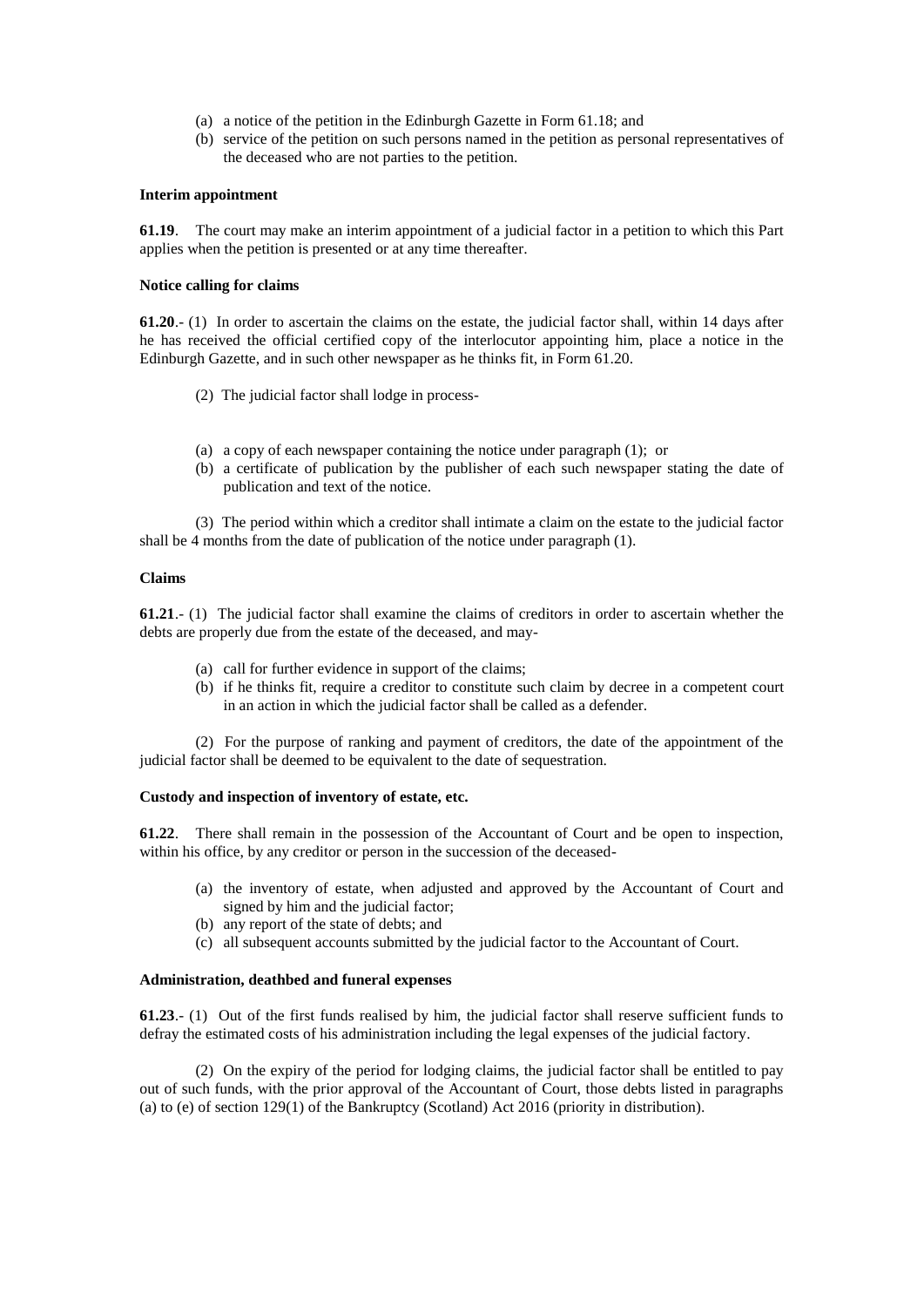(a) a notice of the petition in the Edinburgh Gazette in Form 61.18; and
(b) service of the petition on such persons named in the petition as personal representatives of the deceased who are not parties to the petition.

**Interim appointment**

**61.19**. The court may make an interim appointment of a judicial factor in a petition to which this Part applies when the petition is presented or at any time thereafter.

**Notice calling for claims**

**61.20**.- (1) In order to ascertain the claims on the estate, the judicial factor shall, within 14 days after he has received the official certified copy of the interlocutor appointing him, place a notice in the Edinburgh Gazette, and in such other newspaper as he thinks fit, in Form 61.20.

(2) The judicial factor shall lodge in process-

(a) a copy of each newspaper containing the notice under paragraph (1); or
(b) a certificate of publication by the publisher of each such newspaper stating the date of publication and text of the notice.

(3) The period within which a creditor shall intimate a claim on the estate to the judicial factor shall be 4 months from the date of publication of the notice under paragraph (1).

**Claims**

**61.21**.- (1) The judicial factor shall examine the claims of creditors in order to ascertain whether the debts are properly due from the estate of the deceased, and may-

(a) call for further evidence in support of the claims;
(b) if he thinks fit, require a creditor to constitute such claim by decree in a competent court in an action in which the judicial factor shall be called as a defender.

(2) For the purpose of ranking and payment of creditors, the date of the appointment of the judicial factor shall be deemed to be equivalent to the date of sequestration.

**Custody and inspection of inventory of estate, etc.**

**61.22**. There shall remain in the possession of the Accountant of Court and be open to inspection, within his office, by any creditor or person in the succession of the deceased-

(a) the inventory of estate, when adjusted and approved by the Accountant of Court and signed by him and the judicial factor;
(b) any report of the state of debts; and
(c) all subsequent accounts submitted by the judicial factor to the Accountant of Court.

**Administration, deathbed and funeral expenses**

**61.23**.- (1) Out of the first funds realised by him, the judicial factor shall reserve sufficient funds to defray the estimated costs of his administration including the legal expenses of the judicial factory.

(2) On the expiry of the period for lodging claims, the judicial factor shall be entitled to pay out of such funds, with the prior approval of the Accountant of Court, those debts listed in paragraphs (a) to (e) of section 129(1) of the Bankruptcy (Scotland) Act 2016 (priority in distribution).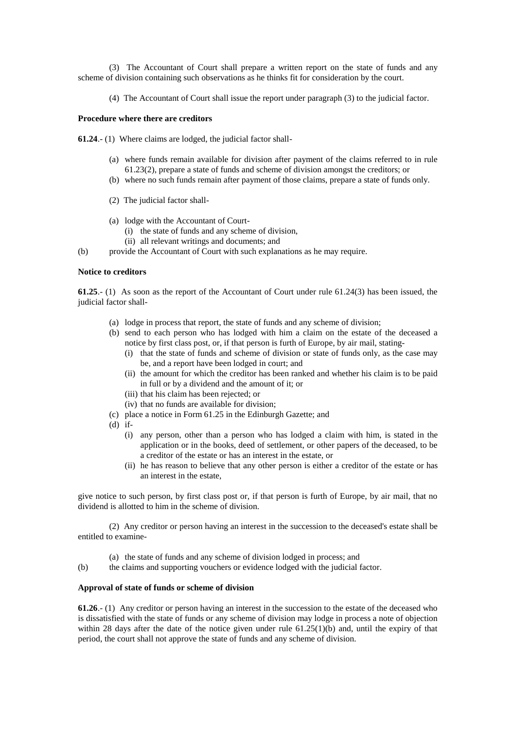(3) The Accountant of Court shall prepare a written report on the state of funds and any scheme of division containing such observations as he thinks fit for consideration by the court.

(4) The Accountant of Court shall issue the report under paragraph (3) to the judicial factor.

**Procedure where there are creditors**

**61.24**.- (1) Where claims are lodged, the judicial factor shall-

- (a) where funds remain available for division after payment of the claims referred to in rule 61.23(2), prepare a state of funds and scheme of division amongst the creditors; or
- (b) where no such funds remain after payment of those claims, prepare a state of funds only.

(2) The judicial factor shall-

- (a) lodge with the Accountant of Court-
  - (i) the state of funds and any scheme of division,
  - (ii) all relevant writings and documents; and
- (b) provide the Accountant of Court with such explanations as he may require.

**Notice to creditors**

**61.25**.- (1) As soon as the report of the Accountant of Court under rule 61.24(3) has been issued, the judicial factor shall-

- (a) lodge in process that report, the state of funds and any scheme of division;
- (b) send to each person who has lodged with him a claim on the estate of the deceased a notice by first class post, or, if that person is furth of Europe, by air mail, stating-
  - (i) that the state of funds and scheme of division or state of funds only, as the case may be, and a report have been lodged in court; and
  - (ii) the amount for which the creditor has been ranked and whether his claim is to be paid in full or by a dividend and the amount of it; or
  - (iii) that his claim has been rejected; or
  - (iv) that no funds are available for division;
- (c) place a notice in Form 61.25 in the Edinburgh Gazette; and
- (d) if-
  - (i) any person, other than a person who has lodged a claim with him, is stated in the application or in the books, deed of settlement, or other papers of the deceased, to be a creditor of the estate or has an interest in the estate, or
  - (ii) he has reason to believe that any other person is either a creditor of the estate or has an interest in the estate,

give notice to such person, by first class post or, if that person is furth of Europe, by air mail, that no dividend is allotted to him in the scheme of division.

(2) Any creditor or person having an interest in the succession to the deceased's estate shall be entitled to examine-

- (a) the state of funds and any scheme of division lodged in process; and
- (b) the claims and supporting vouchers or evidence lodged with the judicial factor.

**Approval of state of funds or scheme of division**

**61.26**.- (1) Any creditor or person having an interest in the succession to the estate of the deceased who is dissatisfied with the state of funds or any scheme of division may lodge in process a note of objection within 28 days after the date of the notice given under rule 61.25(1)(b) and, until the expiry of that period, the court shall not approve the state of funds and any scheme of division.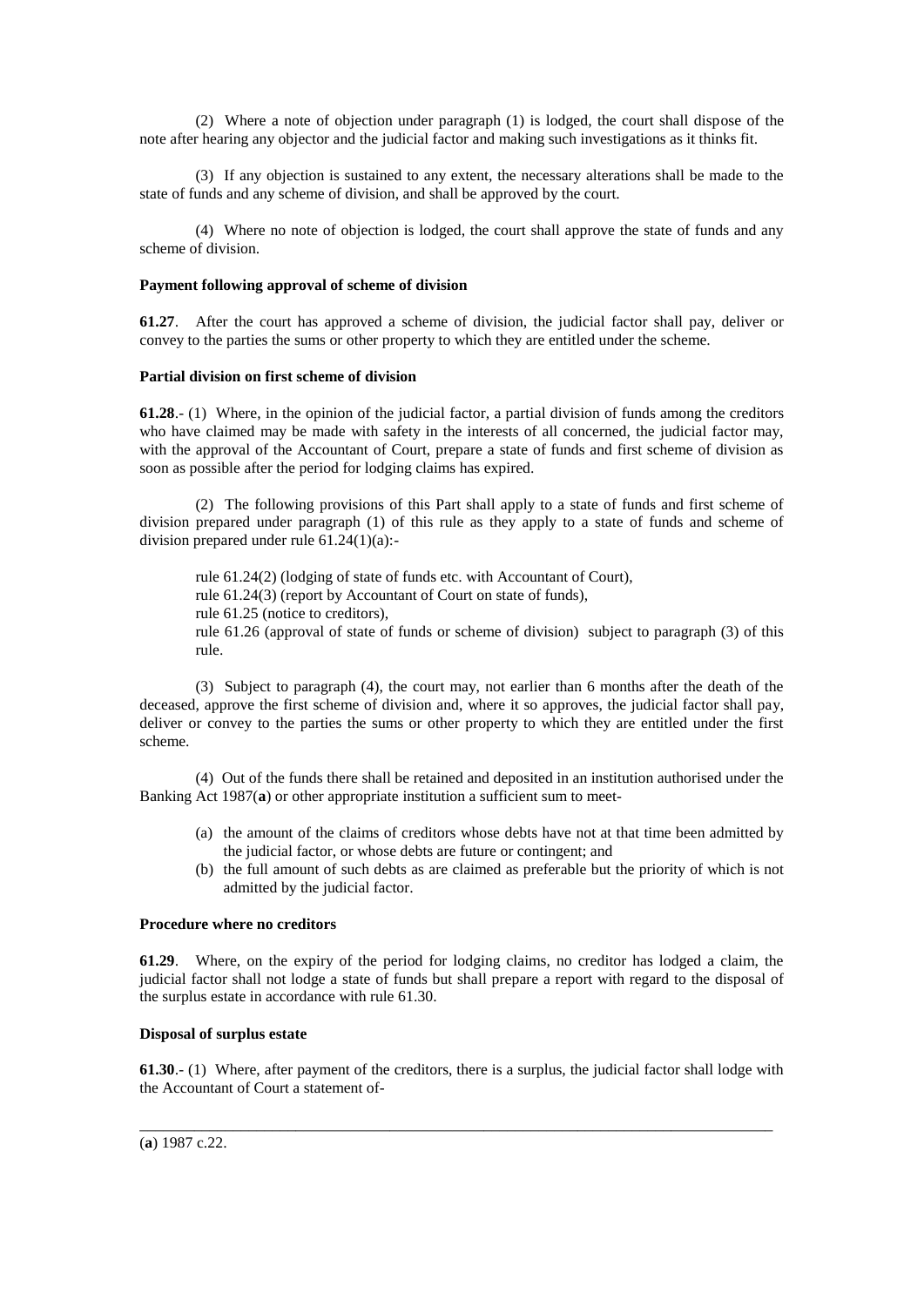(2) Where a note of objection under paragraph (1) is lodged, the court shall dispose of the note after hearing any objector and the judicial factor and making such investigations as it thinks fit.

(3) If any objection is sustained to any extent, the necessary alterations shall be made to the state of funds and any scheme of division, and shall be approved by the court.

(4) Where no note of objection is lodged, the court shall approve the state of funds and any scheme of division.

**Payment following approval of scheme of division**

**61.27**. After the court has approved a scheme of division, the judicial factor shall pay, deliver or convey to the parties the sums or other property to which they are entitled under the scheme.

**Partial division on first scheme of division**

**61.28**.- (1) Where, in the opinion of the judicial factor, a partial division of funds among the creditors who have claimed may be made with safety in the interests of all concerned, the judicial factor may, with the approval of the Accountant of Court, prepare a state of funds and first scheme of division as soon as possible after the period for lodging claims has expired.

(2) The following provisions of this Part shall apply to a state of funds and first scheme of division prepared under paragraph (1) of this rule as they apply to a state of funds and scheme of division prepared under rule 61.24(1)(a):-

rule 61.24(2) (lodging of state of funds etc. with Accountant of Court),
rule 61.24(3) (report by Accountant of Court on state of funds),
rule 61.25 (notice to creditors),
rule 61.26 (approval of state of funds or scheme of division) subject to paragraph (3) of this rule.

(3) Subject to paragraph (4), the court may, not earlier than 6 months after the death of the deceased, approve the first scheme of division and, where it so approves, the judicial factor shall pay, deliver or convey to the parties the sums or other property to which they are entitled under the first scheme.

(4) Out of the funds there shall be retained and deposited in an institution authorised under the Banking Act 1987(**a**) or other appropriate institution a sufficient sum to meet-

- (a) the amount of the claims of creditors whose debts have not at that time been admitted by the judicial factor, or whose debts are future or contingent; and
- (b) the full amount of such debts as are claimed as preferable but the priority of which is not admitted by the judicial factor.

**Procedure where no creditors**

**61.29**. Where, on the expiry of the period for lodging claims, no creditor has lodged a claim, the judicial factor shall not lodge a state of funds but shall prepare a report with regard to the disposal of the surplus estate in accordance with rule 61.30.

**Disposal of surplus estate**

**61.30**.- (1) Where, after payment of the creditors, there is a surplus, the judicial factor shall lodge with the Accountant of Court a statement of-

---

(**a**) 1987 c.22.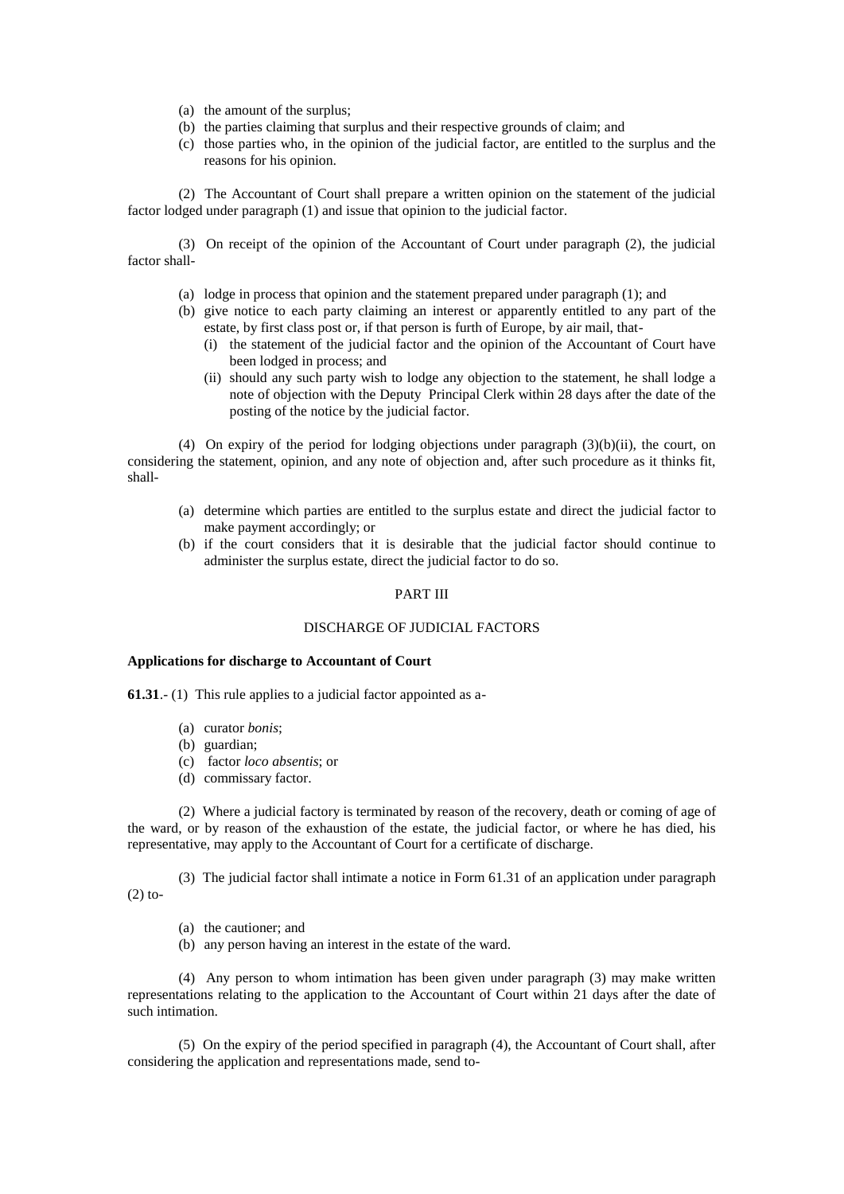- (a) the amount of the surplus;
- (b) the parties claiming that surplus and their respective grounds of claim; and
- (c) those parties who, in the opinion of the judicial factor, are entitled to the surplus and the reasons for his opinion.

(2) The Accountant of Court shall prepare a written opinion on the statement of the judicial factor lodged under paragraph (1) and issue that opinion to the judicial factor.

(3) On receipt of the opinion of the Accountant of Court under paragraph (2), the judicial factor shall-

- (a) lodge in process that opinion and the statement prepared under paragraph (1); and
- (b) give notice to each party claiming an interest or apparently entitled to any part of the estate, by first class post or, if that person is furth of Europe, by air mail, that-
  - (i) the statement of the judicial factor and the opinion of the Accountant of Court have been lodged in process; and
  - (ii) should any such party wish to lodge any objection to the statement, he shall lodge a note of objection with the Deputy Principal Clerk within 28 days after the date of the posting of the notice by the judicial factor.

(4) On expiry of the period for lodging objections under paragraph (3)(b)(ii), the court, on considering the statement, opinion, and any note of objection and, after such procedure as it thinks fit, shall-

- (a) determine which parties are entitled to the surplus estate and direct the judicial factor to make payment accordingly; or
- (b) if the court considers that it is desirable that the judicial factor should continue to administer the surplus estate, direct the judicial factor to do so.

## PART III

## DISCHARGE OF JUDICIAL FACTORS

**Applications for discharge to Accountant of Court**

**61.31**.- (1) This rule applies to a judicial factor appointed as a-

- (a) curator *bonis*;
- (b) guardian;
- (c) factor *loco absentis*; or
- (d) commissary factor.

(2) Where a judicial factory is terminated by reason of the recovery, death or coming of age of the ward, or by reason of the exhaustion of the estate, the judicial factor, or where he has died, his representative, may apply to the Accountant of Court for a certificate of discharge.

(3) The judicial factor shall intimate a notice in Form 61.31 of an application under paragraph (2) to-

- (a) the cautioner; and
- (b) any person having an interest in the estate of the ward.

(4) Any person to whom intimation has been given under paragraph (3) may make written representations relating to the application to the Accountant of Court within 21 days after the date of such intimation.

(5) On the expiry of the period specified in paragraph (4), the Accountant of Court shall, after considering the application and representations made, send to-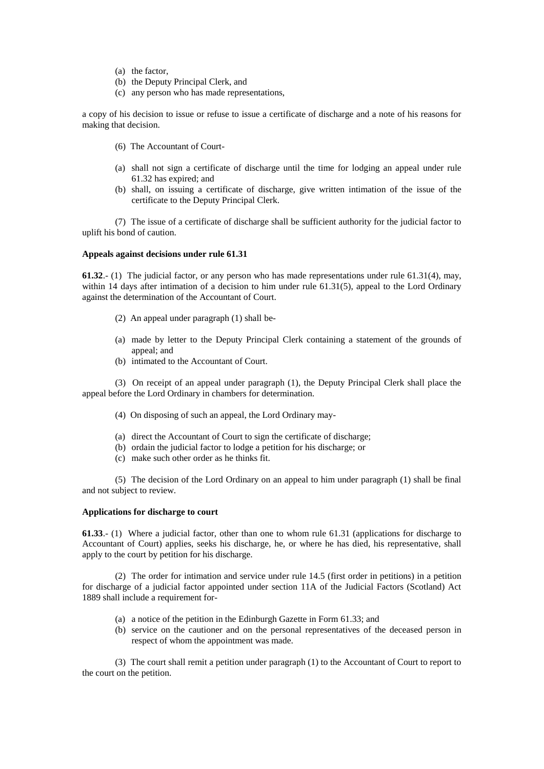(a) the factor,
(b) the Deputy Principal Clerk, and
(c) any person who has made representations,

a copy of his decision to issue or refuse to issue a certificate of discharge and a note of his reasons for making that decision.

(6) The Accountant of Court-

(a) shall not sign a certificate of discharge until the time for lodging an appeal under rule 61.32 has expired; and
(b) shall, on issuing a certificate of discharge, give written intimation of the issue of the certificate to the Deputy Principal Clerk.

(7) The issue of a certificate of discharge shall be sufficient authority for the judicial factor to uplift his bond of caution.

**Appeals against decisions under rule 61.31**

**61.32**.- (1) The judicial factor, or any person who has made representations under rule 61.31(4), may, within 14 days after intimation of a decision to him under rule 61.31(5), appeal to the Lord Ordinary against the determination of the Accountant of Court.

(2) An appeal under paragraph (1) shall be-

(a) made by letter to the Deputy Principal Clerk containing a statement of the grounds of appeal; and
(b) intimated to the Accountant of Court.

(3) On receipt of an appeal under paragraph (1), the Deputy Principal Clerk shall place the appeal before the Lord Ordinary in chambers for determination.

(4) On disposing of such an appeal, the Lord Ordinary may-

(a) direct the Accountant of Court to sign the certificate of discharge;
(b) ordain the judicial factor to lodge a petition for his discharge; or
(c) make such other order as he thinks fit.

(5) The decision of the Lord Ordinary on an appeal to him under paragraph (1) shall be final and not subject to review.

**Applications for discharge to court**

**61.33**.- (1) Where a judicial factor, other than one to whom rule 61.31 (applications for discharge to Accountant of Court) applies, seeks his discharge, he, or where he has died, his representative, shall apply to the court by petition for his discharge.

(2) The order for intimation and service under rule 14.5 (first order in petitions) in a petition for discharge of a judicial factor appointed under section 11A of the Judicial Factors (Scotland) Act 1889 shall include a requirement for-

(a) a notice of the petition in the Edinburgh Gazette in Form 61.33; and
(b) service on the cautioner and on the personal representatives of the deceased person in respect of whom the appointment was made.

(3) The court shall remit a petition under paragraph (1) to the Accountant of Court to report to the court on the petition.